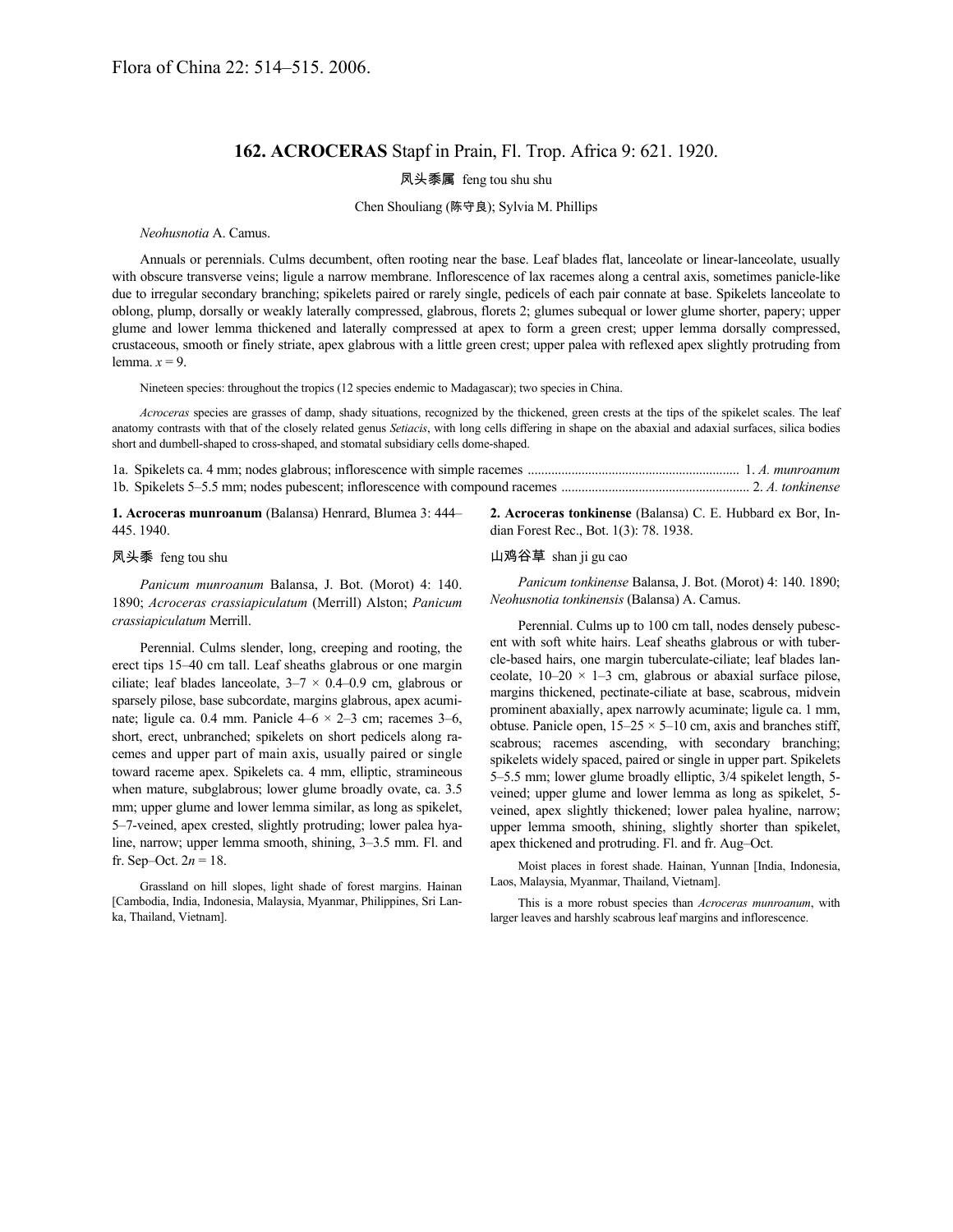Flora of China 22: 514–515. 2006.

# 162. ACROCERAS Stapf in Prain, Fl. Trop. Africa 9: 621. 1920.

凤头黍属 feng tou shu shu

Chen Shouliang (陈守良); Sylvia M. Phillips

*Neohusnotia* A. Camus.

Annuals or perennials. Culms decumbent, often rooting near the base. Leaf blades flat, lanceolate or linear-lanceolate, usually with obscure transverse veins; ligule a narrow membrane. Inflorescence of lax racemes along a central axis, sometimes panicle-like due to irregular secondary branching; spikelets paired or rarely single, pedicels of each pair connate at base. Spikelets lanceolate to oblong, plump, dorsally or weakly laterally compressed, glabrous, florets 2; glumes subequal or lower glume shorter, papery; upper glume and lower lemma thickened and laterally compressed at apex to form a green crest; upper lemma dorsally compressed, crustaceous, smooth or finely striate, apex glabrous with a little green crest; upper palea with reflexed apex slightly protruding from lemma. $x = 9$.

Nineteen species: throughout the tropics (12 species endemic to Madagascar); two species in China.

*Acroceras* species are grasses of damp, shady situations, recognized by the thickened, green crests at the tips of the spikelet scales. The leaf anatomy contrasts with that of the closely related genus *Setiacis*, with long cells differing in shape on the abaxial and adaxial surfaces, silica bodies short and dumbell-shaped to cross-shaped, and stomatal subsidiary cells dome-shaped.

1a. Spikelets ca. 4 mm; nodes glabrous; inflorescence with simple racemes .............................................................. 1. *A. munroanum*
1b. Spikelets 5–5.5 mm; nodes pubescent; inflorescence with compound racemes ....................................................... 2. *A. tonkinense*

**1. Acroceras munroanum** (Balansa) Henrard, Blumea 3: 444–445. 1940.

凤头黍 feng tou shu

*Panicum munroanum* Balansa, J. Bot. (Morot) 4: 140. 1890; *Acroceras crassiapiculatum* (Merrill) Alston; *Panicum crassiapiculatum* Merrill.

Perennial. Culms slender, long, creeping and rooting, the erect tips 15–40 cm tall. Leaf sheaths glabrous or one margin ciliate; leaf blades lanceolate, 3–7 × 0.4–0.9 cm, glabrous or sparsely pilose, base subcordate, margins glabrous, apex acuminate; ligule ca. 0.4 mm. Panicle 4–6 × 2–3 cm; racemes 3–6, short, erect, unbranched; spikelets on short pedicels along racemes and upper part of main axis, usually paired or single toward raceme apex. Spikelets ca. 4 mm, elliptic, stramineous when mature, subglabrous; lower glume broadly ovate, ca. 3.5 mm; upper glume and lower lemma similar, as long as spikelet, 5–7-veined, apex crested, slightly protruding; lower palea hyaline, narrow; upper lemma smooth, shining, 3–3.5 mm. Fl. and fr. Sep–Oct. $2n = 18$.

Grassland on hill slopes, light shade of forest margins. Hainan [Cambodia, India, Indonesia, Malaysia, Myanmar, Philippines, Sri Lanka, Thailand, Vietnam].

**2. Acroceras tonkinense** (Balansa) C. E. Hubbard ex Bor, Indian Forest Rec., Bot. 1(3): 78. 1938.

山鸡谷草 shan ji gu cao

*Panicum tonkinense* Balansa, J. Bot. (Morot) 4: 140. 1890; *Neohusnotia tonkinensis* (Balansa) A. Camus.

Perennial. Culms up to 100 cm tall, nodes densely pubescent with soft white hairs. Leaf sheaths glabrous or with tubercle-based hairs, one margin tuberculate-ciliate; leaf blades lanceolate, 10–20 × 1–3 cm, glabrous or abaxial surface pilose, margins thickened, pectinate-ciliate at base, scabrous, midvein prominent abaxially, apex narrowly acuminate; ligule ca. 1 mm, obtuse. Panicle open, 15–25 × 5–10 cm, axis and branches stiff, scabrous; racemes ascending, with secondary branching; spikelets widely spaced, paired or single in upper part. Spikelets 5–5.5 mm; lower glume broadly elliptic, 3/4 spikelet length, 5-veined; upper glume and lower lemma as long as spikelet, 5-veined, apex slightly thickened; lower palea hyaline, narrow; upper lemma smooth, shining, slightly shorter than spikelet, apex thickened and protruding. Fl. and fr. Aug–Oct.

Moist places in forest shade. Hainan, Yunnan [India, Indonesia, Laos, Malaysia, Myanmar, Thailand, Vietnam].

This is a more robust species than *Acroceras munroanum*, with larger leaves and harshly scabrous leaf margins and inflorescence.